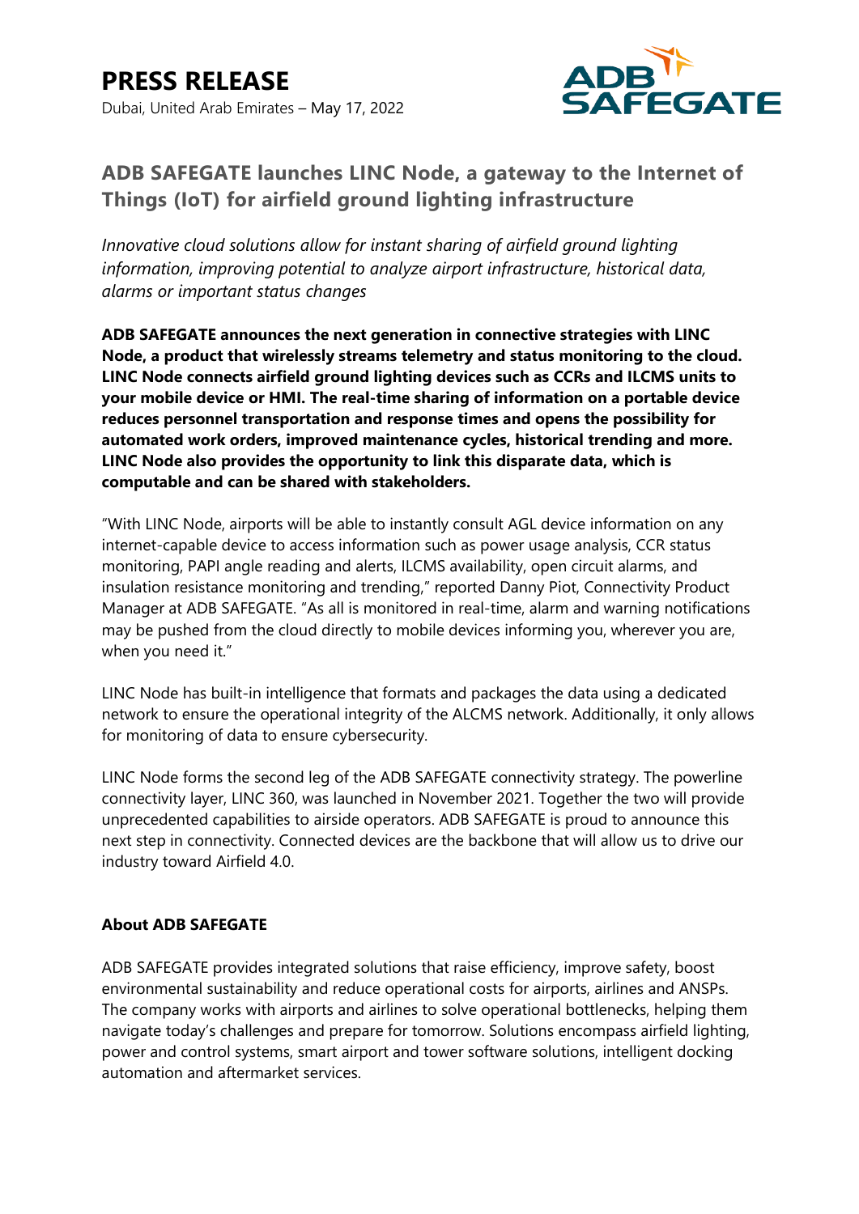# PRESS RELEASE

Dubai, United Arab Emirates – May 17, 2022

## ADB SAFEGATE launches LINC Node, a gateway to the Internet of Things (IoT) for airfield ground lighting infrastructure

*Innovative cloud solutions allow for instant sharing of airfield ground lighting information, improving potential to analyze airport infrastructure, historical data, alarms or important status changes*

**ADB SAFEGATE announces the next generation in connective strategies with LINC Node, a product that wirelessly streams telemetry and status monitoring to the cloud. LINC Node connects airfield ground lighting devices such as CCRs and ILCMS units to your mobile device or HMI. The real-time sharing of information on a portable device reduces personnel transportation and response times and opens the possibility for automated work orders, improved maintenance cycles, historical trending and more. LINC Node also provides the opportunity to link this disparate data, which is computable and can be shared with stakeholders.**

"With LINC Node, airports will be able to instantly consult AGL device information on any internet-capable device to access information such as power usage analysis, CCR status monitoring, PAPI angle reading and alerts, ILCMS availability, open circuit alarms, and insulation resistance monitoring and trending," reported Danny Piot, Connectivity Product Manager at ADB SAFEGATE. "As all is monitored in real-time, alarm and warning notifications may be pushed from the cloud directly to mobile devices informing you, wherever you are, when you need it."

LINC Node has built-in intelligence that formats and packages the data using a dedicated network to ensure the operational integrity of the ALCMS network. Additionally, it only allows for monitoring of data to ensure cybersecurity.

LINC Node forms the second leg of the ADB SAFEGATE connectivity strategy. The powerline connectivity layer, LINC 360, was launched in November 2021. Together the two will provide unprecedented capabilities to airside operators. ADB SAFEGATE is proud to announce this next step in connectivity. Connected devices are the backbone that will allow us to drive our industry toward Airfield 4.0.

### About ADB SAFEGATE

ADB SAFEGATE provides integrated solutions that raise efficiency, improve safety, boost environmental sustainability and reduce operational costs for airports, airlines and ANSPs. The company works with airports and airlines to solve operational bottlenecks, helping them navigate today's challenges and prepare for tomorrow. Solutions encompass airfield lighting, power and control systems, smart airport and tower software solutions, intelligent docking automation and aftermarket services.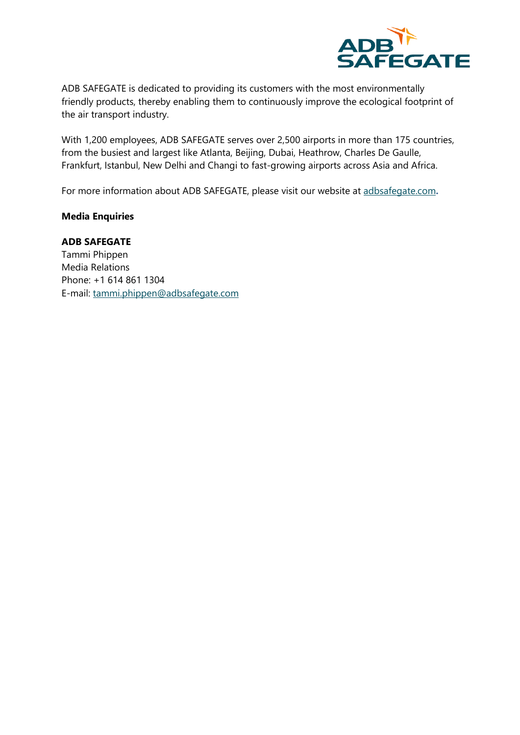ADB SAFEGATE is dedicated to providing its customers with the most environmentally friendly products, thereby enabling them to continuously improve the ecological footprint of the air transport industry.

With 1,200 employees, ADB SAFEGATE serves over 2,500 airports in more than 175 countries, from the busiest and largest like Atlanta, Beijing, Dubai, Heathrow, Charles De Gaulle, Frankfurt, Istanbul, New Delhi and Changi to fast-growing airports across Asia and Africa.

For more information about ADB SAFEGATE, please visit our website at [adbsafegate.com](http://adbsafegate.com).

**Media Enquiries**

**ADB SAFEGATE**
Tammi Phippen
Media Relations
Phone: +1 614 861 1304
E-mail: [tammi.phippen@adbsafegate.com](mailto:tammi.phippen@adbsafegate.com)